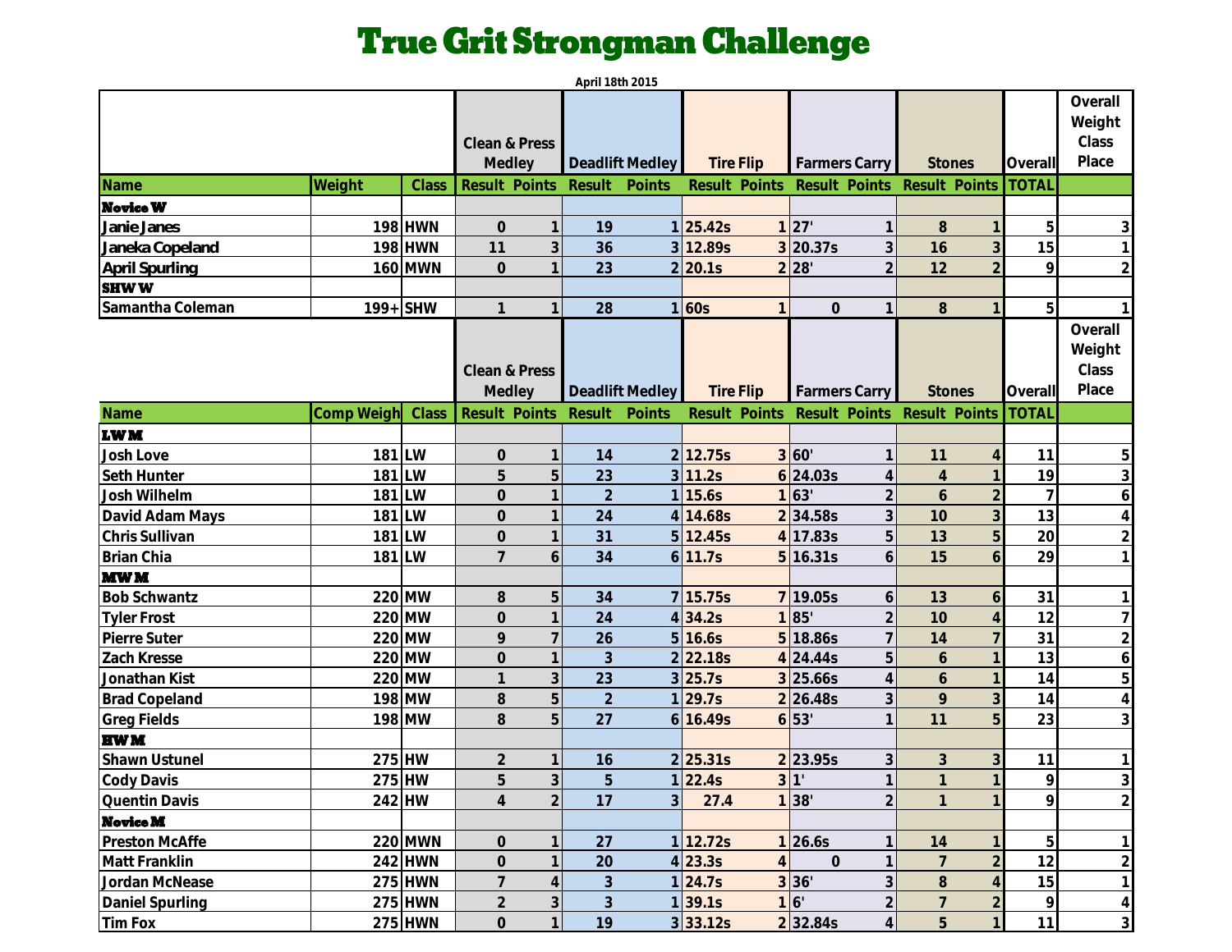# True Grit Strongman Challenge

April 18th 2015

| Name | Weight | Class | Clean & Press Medley | | Deadlift Medley | | Tire Flip | | Farmers Carry | | Stones | | Overall | Overall Weight Class Place |
|---|---|---|---|---|---|---|---|---|---|---|---|---|---|---|
| | | | Result | Points | Result | Points | Result | Points | Result | Points | Result | Points | TOTAL | |
| **Novice W** | | | | | | | | | | | | | | |
| Janie Janes | 198 | HWN | 0 | 1 | 19 | 1 | 25.42s | 1 | 27' | 1 | 8 | 1 | 5 | 3 |
| Janeka Copeland | 198 | HWN | 11 | 3 | 36 | 3 | 12.89s | 3 | 20.37s | 3 | 16 | 3 | 15 | 1 |
| April Spurling | 160 | MWN | 0 | 1 | 23 | 2 | 20.1s | 2 | 28' | 2 | 12 | 2 | 9 | 2 |
| **SHW W** | | | | | | | | | | | | | | |
| Samantha Coleman | 199+ | SHW | 1 | 1 | 28 | 1 | 60s | 1 | 0 | 1 | 8 | 1 | 5 | 1 |

| Name | Comp Weigh | Class | Clean & Press Medley | | Deadlift Medley | | Tire Flip | | Farmers Carry | | Stones | | Overall | Overall Weight Class Place |
|---|---|---|---|---|---|---|---|---|---|---|---|---|---|---|
| | | | Result | Points | Result | Points | Result | Points | Result | Points | Result | Points | TOTAL | |
| **LW M** | | | | | | | | | | | | | | |
| Josh Love | 181 | LW | 0 | 1 | 14 | 2 | 12.75s | 3 | 60' | 1 | 11 | 4 | 11 | 5 |
| Seth Hunter | 181 | LW | 5 | 5 | 23 | 3 | 11.2s | 6 | 24.03s | 4 | 4 | 1 | 19 | 3 |
| Josh Wilhelm | 181 | LW | 0 | 1 | 2 | 1 | 15.6s | 1 | 63' | 2 | 6 | 2 | 7 | 6 |
| David Adam Mays | 181 | LW | 0 | 1 | 24 | 4 | 14.68s | 2 | 34.58s | 3 | 10 | 3 | 13 | 4 |
| Chris Sullivan | 181 | LW | 0 | 1 | 31 | 5 | 12.45s | 4 | 17.83s | 5 | 13 | 5 | 20 | 2 |
| Brian Chia | 181 | LW | 7 | 6 | 34 | 6 | 11.7s | 5 | 16.31s | 6 | 15 | 6 | 29 | 1 |
| **MW M** | | | | | | | | | | | | | | |
| Bob Schwantz | 220 | MW | 8 | 5 | 34 | 7 | 15.75s | 7 | 19.05s | 6 | 13 | 6 | 31 | 1 |
| Tyler Frost | 220 | MW | 0 | 1 | 24 | 4 | 34.2s | 1 | 85' | 2 | 10 | 4 | 12 | 7 |
| Pierre Suter | 220 | MW | 9 | 7 | 26 | 5 | 16.6s | 5 | 18.86s | 7 | 14 | 7 | 31 | 2 |
| Zach Kresse | 220 | MW | 0 | 1 | 3 | 2 | 22.18s | 4 | 24.44s | 5 | 6 | 1 | 13 | 6 |
| Jonathan Kist | 220 | MW | 1 | 3 | 23 | 3 | 25.7s | 3 | 25.66s | 4 | 6 | 1 | 14 | 5 |
| Brad Copeland | 198 | MW | 8 | 5 | 2 | 1 | 29.7s | 2 | 26.48s | 3 | 9 | 3 | 14 | 4 |
| Greg Fields | 198 | MW | 8 | 5 | 27 | 6 | 16.49s | 6 | 53' | 1 | 11 | 5 | 23 | 3 |
| **HW M** | | | | | | | | | | | | | | |
| Shawn Ustunel | 275 | HW | 2 | 1 | 16 | 2 | 25.31s | 2 | 23.95s | 3 | 3 | 3 | 11 | 1 |
| Cody Davis | 275 | HW | 5 | 3 | 5 | 1 | 22.4s | 3 | 1' | 1 | 1 | 1 | 9 | 3 |
| Quentin Davis | 242 | HW | 4 | 2 | 17 | 3 | 27.4 | 1 | 38' | 2 | 1 | 1 | 9 | 2 |
| **Novice M** | | | | | | | | | | | | | | |
| Preston McAffe | 220 | MWN | 0 | 1 | 27 | 1 | 12.72s | 1 | 26.6s | 1 | 14 | 1 | 5 | 1 |
| Matt Franklin | 242 | HWN | 0 | 1 | 20 | 4 | 23.3s | 4 | 0 | 1 | 7 | 2 | 12 | 2 |
| Jordan McNease | 275 | HWN | 7 | 4 | 3 | 1 | 24.7s | 3 | 36' | 3 | 8 | 4 | 15 | 1 |
| Daniel Spurling | 275 | HWN | 2 | 3 | 3 | 1 | 39.1s | 1 | 6' | 2 | 7 | 2 | 9 | 4 |
| Tim Fox | 275 | HWN | 0 | 1 | 19 | 3 | 33.12s | 2 | 32.84s | 4 | 5 | 1 | 11 | 3 |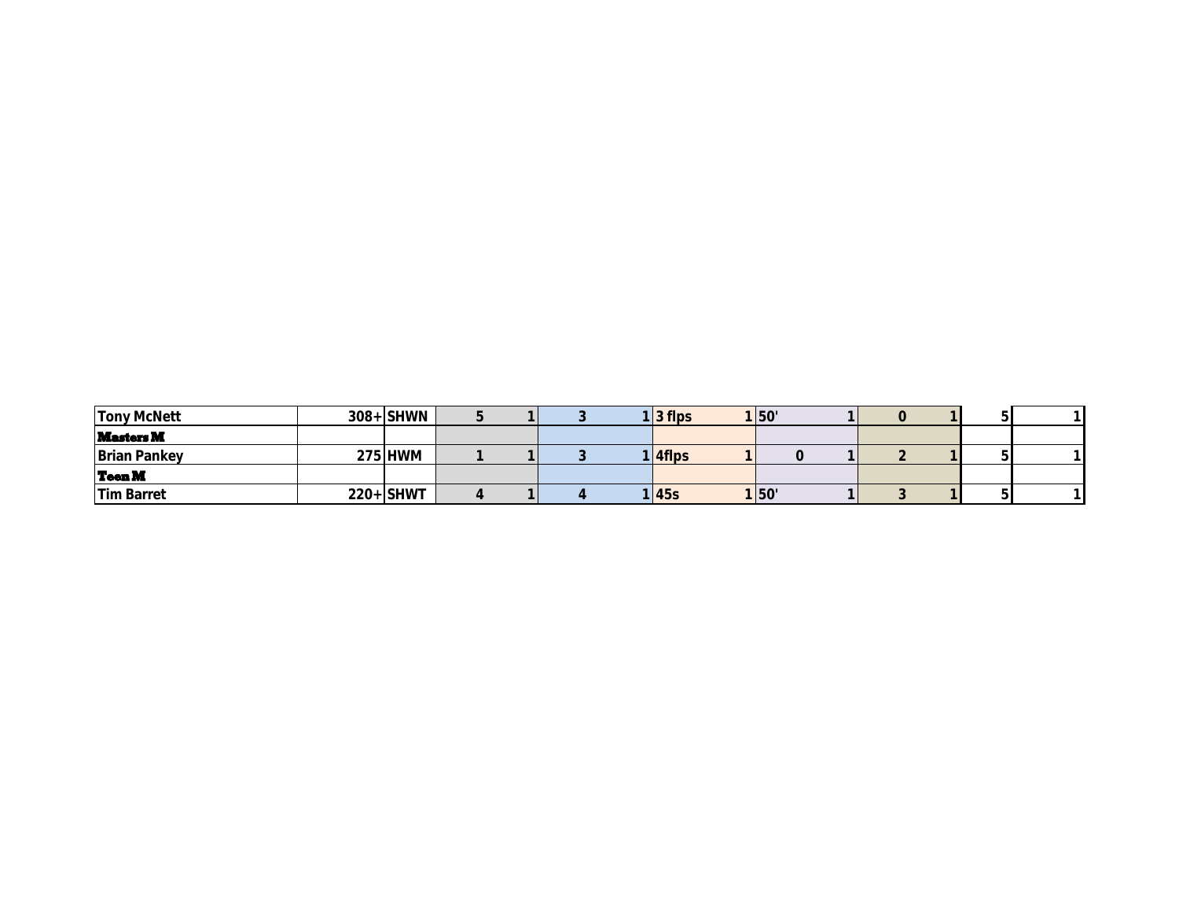| | | | | | | | | | | | | | | | |
|---|---|---|---|---|---|---|---|---|---|---|---|---|---|---|---|
| Tony McNett | 308+ | SHWN | 5 | 1 | 3 | 1 | 3 flps | 1 | 50' | 1 | 0 | 1 | 5 | 1 |
| **Masters M** | | | | | | | | | | | | | | |
| Brian Pankey | 275 | HWM | 1 | 1 | 3 | 1 | 4flps | 1 | 0 | 1 | 2 | 1 | 5 | 1 |
| **Teen M** | | | | | | | | | | | | | | |
| Tim Barret | 220+ | SHWT | 4 | 1 | 4 | 1 | 45s | 1 | 50' | 1 | 3 | 1 | 5 | 1 |